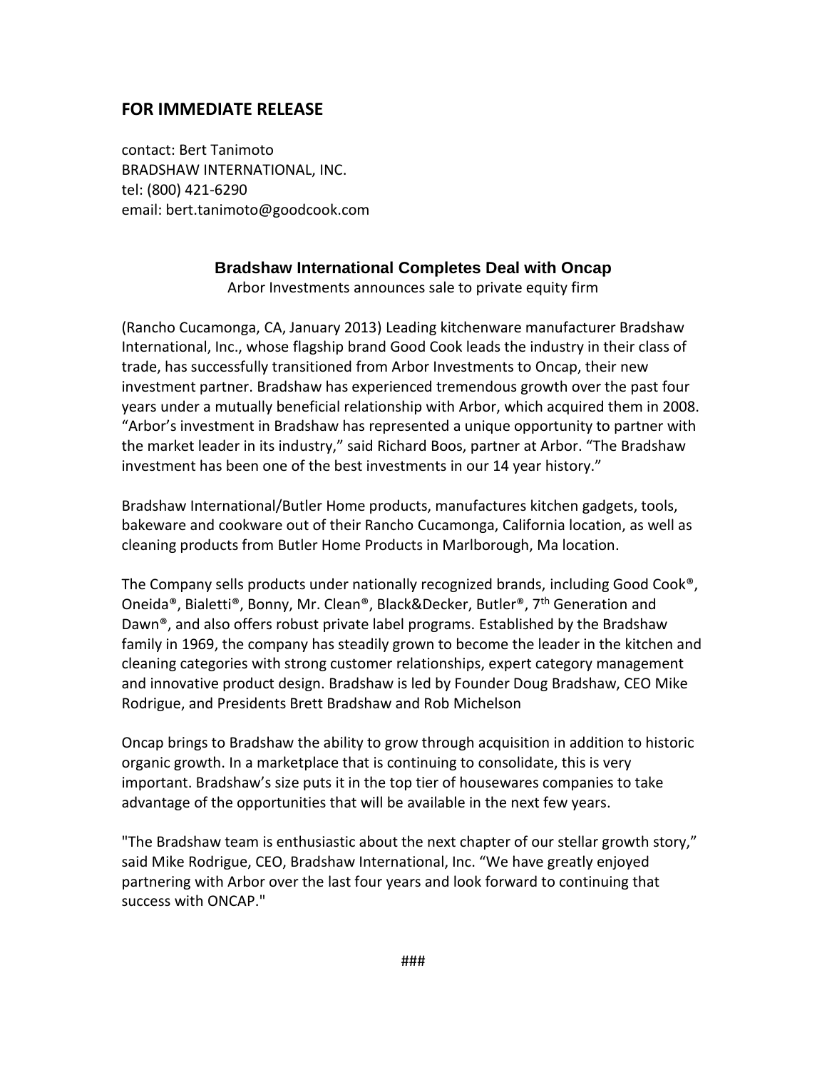## FOR IMMEDIATE RELEASE

contact: Bert Tanimoto
BRADSHAW INTERNATIONAL, INC.
tel: (800) 421-6290
email: bert.tanimoto@goodcook.com

### Bradshaw International Completes Deal with Oncap

Arbor Investments announces sale to private equity firm

(Rancho Cucamonga, CA, January 2013) Leading kitchenware manufacturer Bradshaw International, Inc., whose flagship brand Good Cook leads the industry in their class of trade, has successfully transitioned from Arbor Investments to Oncap, their new investment partner. Bradshaw has experienced tremendous growth over the past four years under a mutually beneficial relationship with Arbor, which acquired them in 2008. "Arbor's investment in Bradshaw has represented a unique opportunity to partner with the market leader in its industry," said Richard Boos, partner at Arbor. "The Bradshaw investment has been one of the best investments in our 14 year history."

Bradshaw International/Butler Home products, manufactures kitchen gadgets, tools, bakeware and cookware out of their Rancho Cucamonga, California location, as well as cleaning products from Butler Home Products in Marlborough, Ma location.

The Company sells products under nationally recognized brands, including Good Cook®, Oneida®, Bialetti®, Bonny, Mr. Clean®, Black&Decker, Butler®, 7th Generation and Dawn®, and also offers robust private label programs. Established by the Bradshaw family in 1969, the company has steadily grown to become the leader in the kitchen and cleaning categories with strong customer relationships, expert category management and innovative product design. Bradshaw is led by Founder Doug Bradshaw, CEO Mike Rodrigue, and Presidents Brett Bradshaw and Rob Michelson

Oncap brings to Bradshaw the ability to grow through acquisition in addition to historic organic growth. In a marketplace that is continuing to consolidate, this is very important. Bradshaw's size puts it in the top tier of housewares companies to take advantage of the opportunities that will be available in the next few years.

"The Bradshaw team is enthusiastic about the next chapter of our stellar growth story," said Mike Rodrigue, CEO, Bradshaw International, Inc. "We have greatly enjoyed partnering with Arbor over the last four years and look forward to continuing that success with ONCAP."

###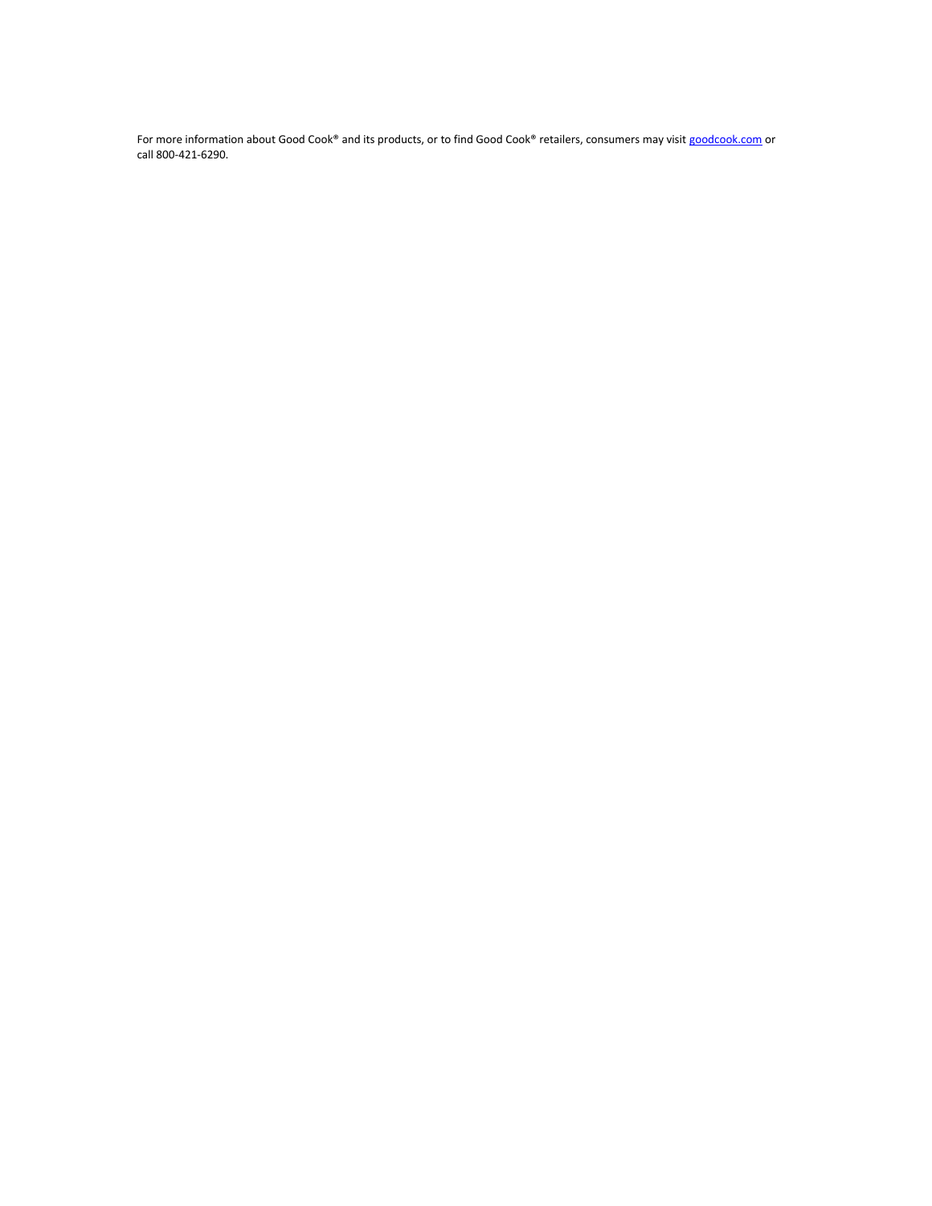For more information about Good Cook® and its products, or to find Good Cook® retailers, consumers may visit [goodcook.com](goodcook.com) or call 800-421-6290.